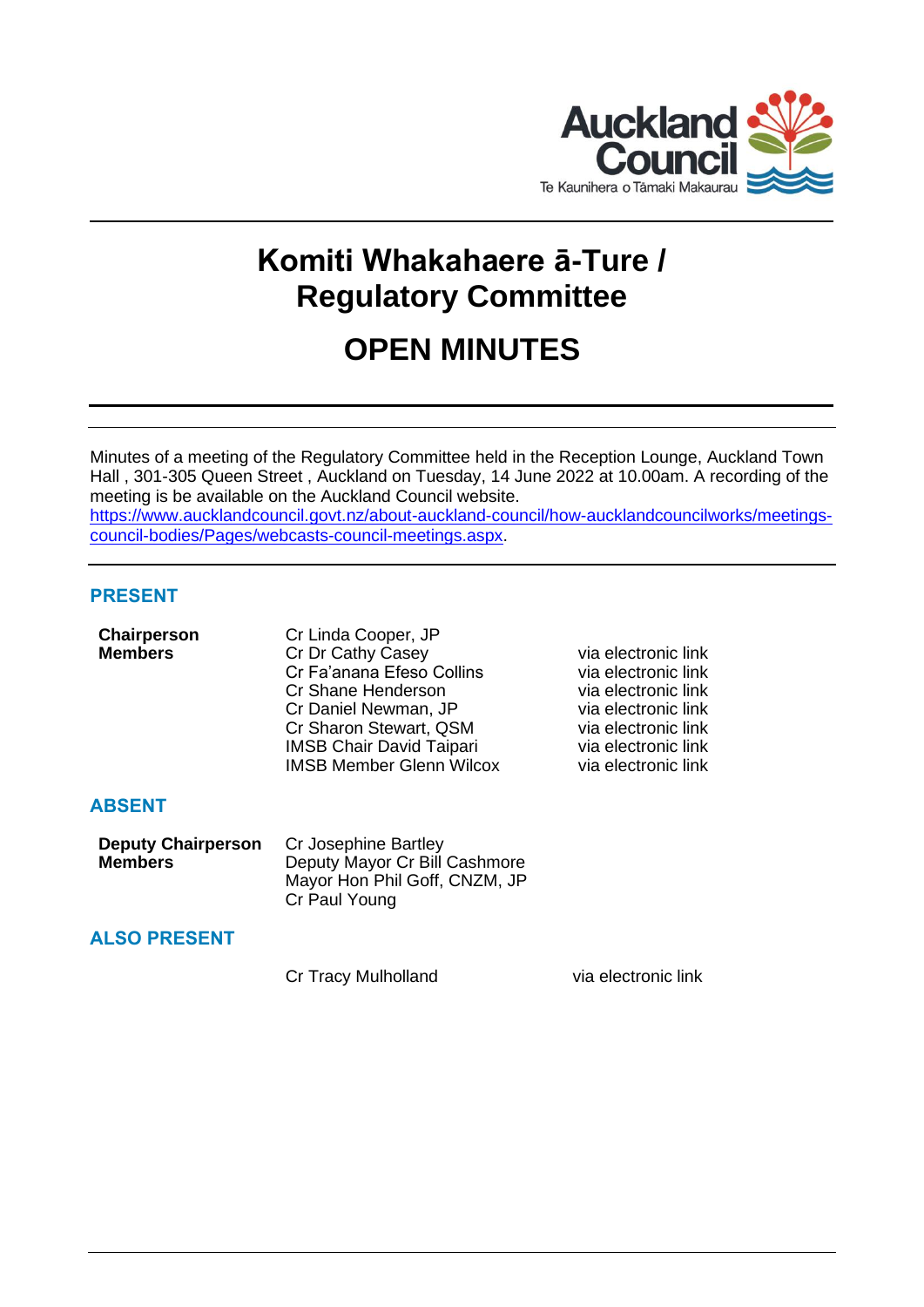# Komiti Whakahaere ā-Ture / Regulatory Committee

# OPEN MINUTES

Minutes of a meeting of the Regulatory Committee held in the Reception Lounge, Auckland Town Hall , 301-305 Queen Street , Auckland on Tuesday, 14 June 2022 at 10.00am. A recording of the meeting is be available on the Auckland Council website. [https://www.aucklandcouncil.govt.nz/about-auckland-council/how-aucklandcouncilworks/meetings-council-bodies/Pages/webcasts-council-meetings.aspx](https://www.aucklandcouncil.govt.nz/about-auckland-council/how-aucklandcouncilworks/meetings-council-bodies/Pages/webcasts-council-meetings.aspx).

## PRESENT

| | | |
|---|---|---|
| **Chairperson** | Cr Linda Cooper, JP | |
| **Members** | Cr Dr Cathy Casey | via electronic link |
| | Cr Fa'anana Efeso Collins | via electronic link |
| | Cr Shane Henderson | via electronic link |
| | Cr Daniel Newman, JP | via electronic link |
| | Cr Sharon Stewart, QSM | via electronic link |
| | IMSB Chair David Taipari | via electronic link |
| | IMSB Member Glenn Wilcox | via electronic link |

## ABSENT

| | |
|---|---|
| **Deputy Chairperson** | Cr Josephine Bartley |
| **Members** | Deputy Mayor Cr Bill Cashmore |
| | Mayor Hon Phil Goff, CNZM, JP |
| | Cr Paul Young |

## ALSO PRESENT

| | |
|---|---|
| Cr Tracy Mulholland | via electronic link |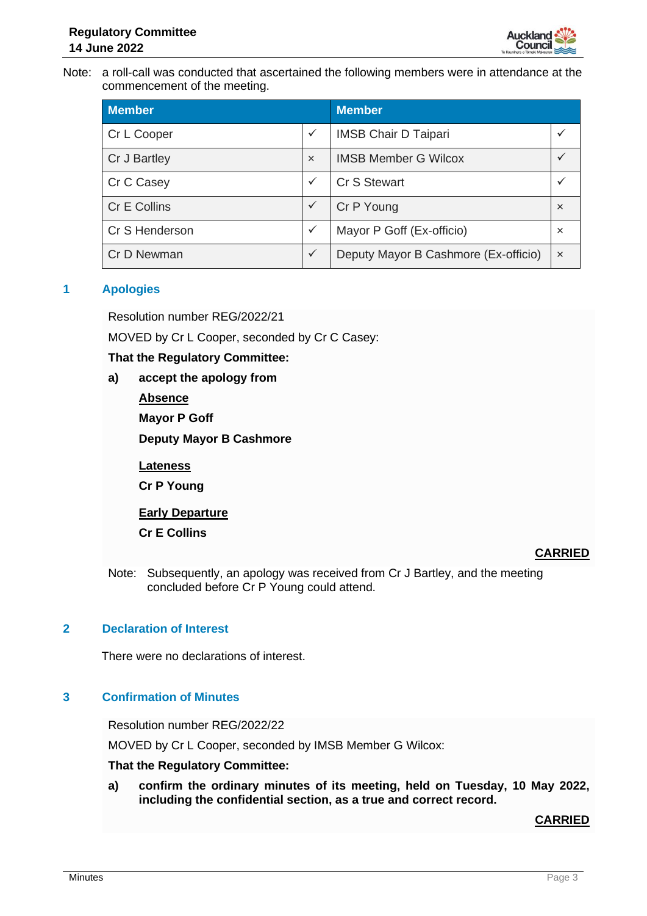Note: a roll-call was conducted that ascertained the following members were in attendance at the commencement of the meeting.

| Member | | Member | |
|---|---|---|---|
| Cr L Cooper | ✓ | IMSB Chair D Taipari | ✓ |
| Cr J Bartley | × | IMSB Member G Wilcox | ✓ |
| Cr C Casey | ✓ | Cr S Stewart | ✓ |
| Cr E Collins | ✓ | Cr P Young | × |
| Cr S Henderson | ✓ | Mayor P Goff (Ex-officio) | × |
| Cr D Newman | ✓ | Deputy Mayor B Cashmore (Ex-officio) | × |

## 1 Apologies

Resolution number REG/2022/21

MOVED by Cr L Cooper, seconded by Cr C Casey:

**That the Regulatory Committee:**

**a) accept the apology from**

**Absence**

**Mayor P Goff**

**Deputy Mayor B Cashmore**

**Lateness**

**Cr P Young**

**Early Departure**

**Cr E Collins**

**CARRIED**

Note: Subsequently, an apology was received from Cr J Bartley, and the meeting concluded before Cr P Young could attend.

## 2 Declaration of Interest

There were no declarations of interest.

## 3 Confirmation of Minutes

Resolution number REG/2022/22

MOVED by Cr L Cooper, seconded by IMSB Member G Wilcox:

**That the Regulatory Committee:**

**a) confirm the ordinary minutes of its meeting, held on Tuesday, 10 May 2022, including the confidential section, as a true and correct record.**

**CARRIED**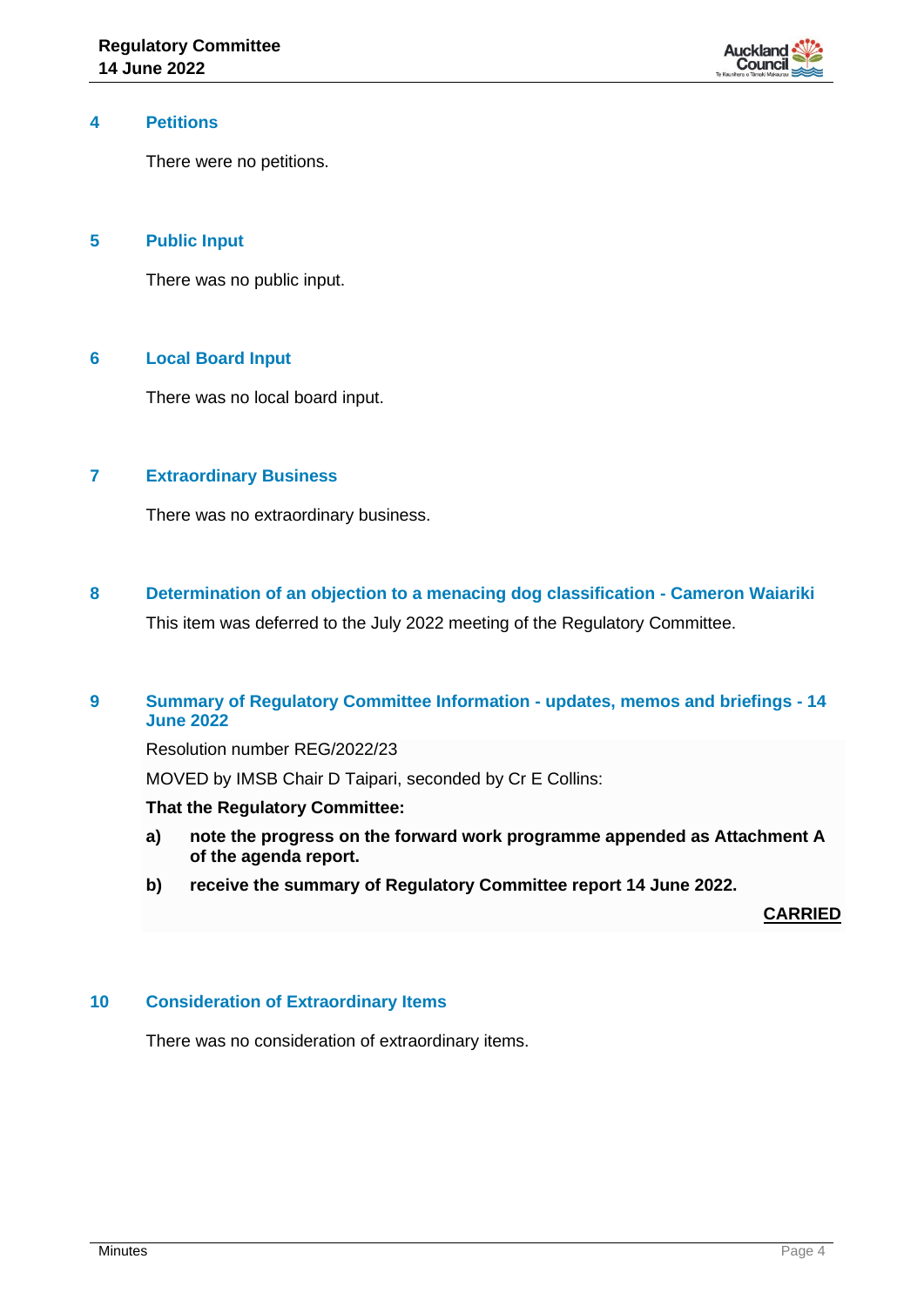## 4 Petitions

There were no petitions.

## 5 Public Input

There was no public input.

## 6 Local Board Input

There was no local board input.

## 7 Extraordinary Business

There was no extraordinary business.

## 8 Determination of an objection to a menacing dog classification - Cameron Waiariki

This item was deferred to the July 2022 meeting of the Regulatory Committee.

## 9 Summary of Regulatory Committee Information - updates, memos and briefings - 14 June 2022

Resolution number REG/2022/23

MOVED by IMSB Chair D Taipari, seconded by Cr E Collins:

**That the Regulatory Committee:**

**a) note the progress on the forward work programme appended as Attachment A of the agenda report.**

**b) receive the summary of Regulatory Committee report 14 June 2022.**

**CARRIED**

## 10 Consideration of Extraordinary Items

There was no consideration of extraordinary items.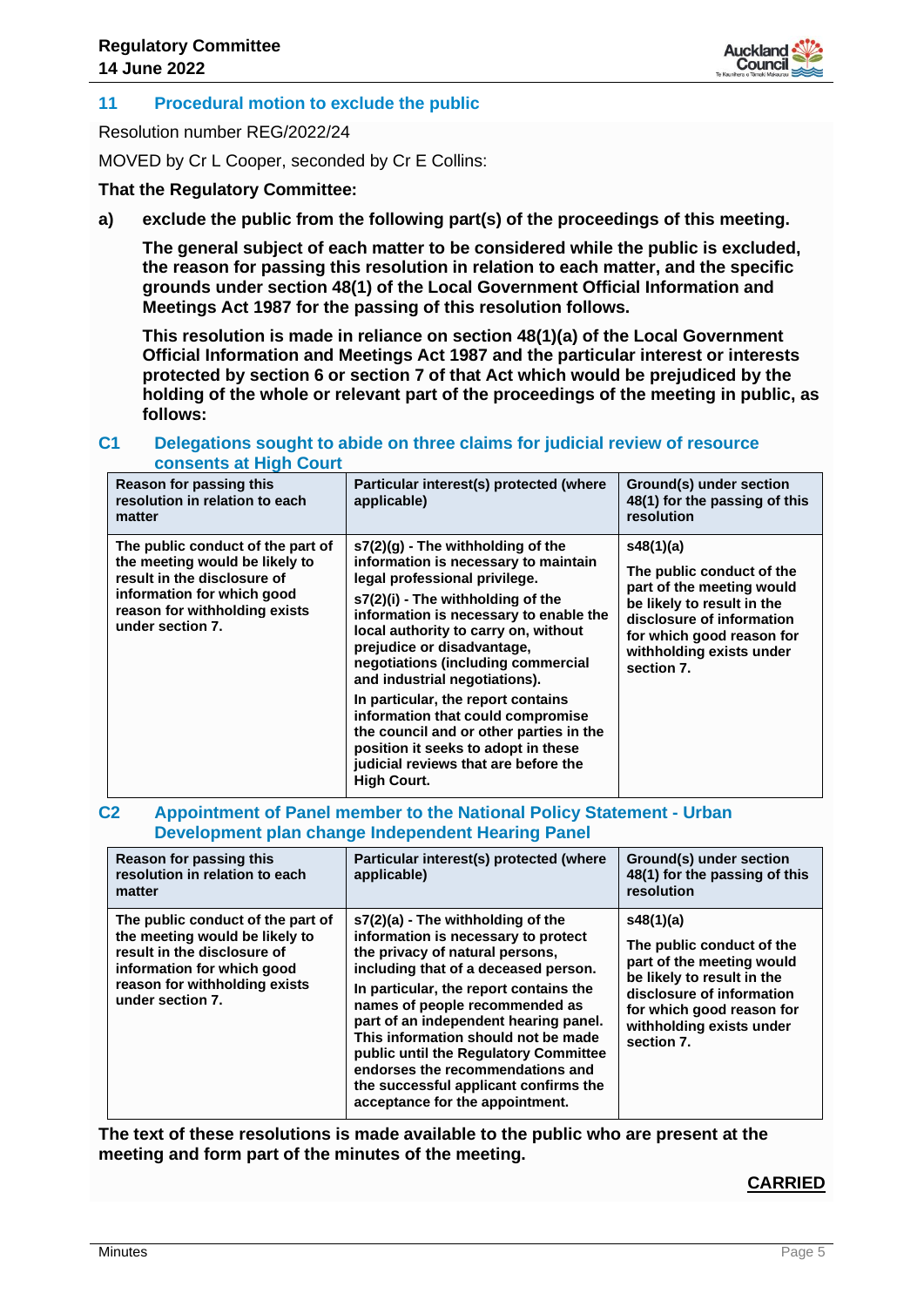## 11 Procedural motion to exclude the public

Resolution number REG/2022/24

MOVED by Cr L Cooper, seconded by Cr E Collins:

**That the Regulatory Committee:**

**a) exclude the public from the following part(s) of the proceedings of this meeting.**

**The general subject of each matter to be considered while the public is excluded, the reason for passing this resolution in relation to each matter, and the specific grounds under section 48(1) of the Local Government Official Information and Meetings Act 1987 for the passing of this resolution follows.**

**This resolution is made in reliance on section 48(1)(a) of the Local Government Official Information and Meetings Act 1987 and the particular interest or interests protected by section 6 or section 7 of that Act which would be prejudiced by the holding of the whole or relevant part of the proceedings of the meeting in public, as follows:**

### C1 Delegations sought to abide on three claims for judicial review of resource consents at High Court

| Reason for passing this resolution in relation to each matter | Particular interest(s) protected (where applicable) | Ground(s) under section 48(1) for the passing of this resolution |
|---|---|---|
| **The public conduct of the part of the meeting would be likely to result in the disclosure of information for which good reason for withholding exists under section 7.** | **s7(2)(g) - The withholding of the information is necessary to maintain legal professional privilege.**<br><br>**s7(2)(i) - The withholding of the information is necessary to enable the local authority to carry on, without prejudice or disadvantage, negotiations (including commercial and industrial negotiations).**<br><br>**In particular, the report contains information that could compromise the council and or other parties in the position it seeks to adopt in these judicial reviews that are before the High Court.** | **s48(1)(a)**<br><br>**The public conduct of the part of the meeting would be likely to result in the disclosure of information for which good reason for withholding exists under section 7.** |

### C2 Appointment of Panel member to the National Policy Statement - Urban Development plan change Independent Hearing Panel

| Reason for passing this resolution in relation to each matter | Particular interest(s) protected (where applicable) | Ground(s) under section 48(1) for the passing of this resolution |
|---|---|---|
| **The public conduct of the part of the meeting would be likely to result in the disclosure of information for which good reason for withholding exists under section 7.** | **s7(2)(a) - The withholding of the information is necessary to protect the privacy of natural persons, including that of a deceased person.**<br><br>**In particular, the report contains the names of people recommended as part of an independent hearing panel. This information should not be made public until the Regulatory Committee endorses the recommendations and the successful applicant confirms the acceptance for the appointment.** | **s48(1)(a)**<br><br>**The public conduct of the part of the meeting would be likely to result in the disclosure of information for which good reason for withholding exists under section 7.** |

**The text of these resolutions is made available to the public who are present at the meeting and form part of the minutes of the meeting.**

**CARRIED**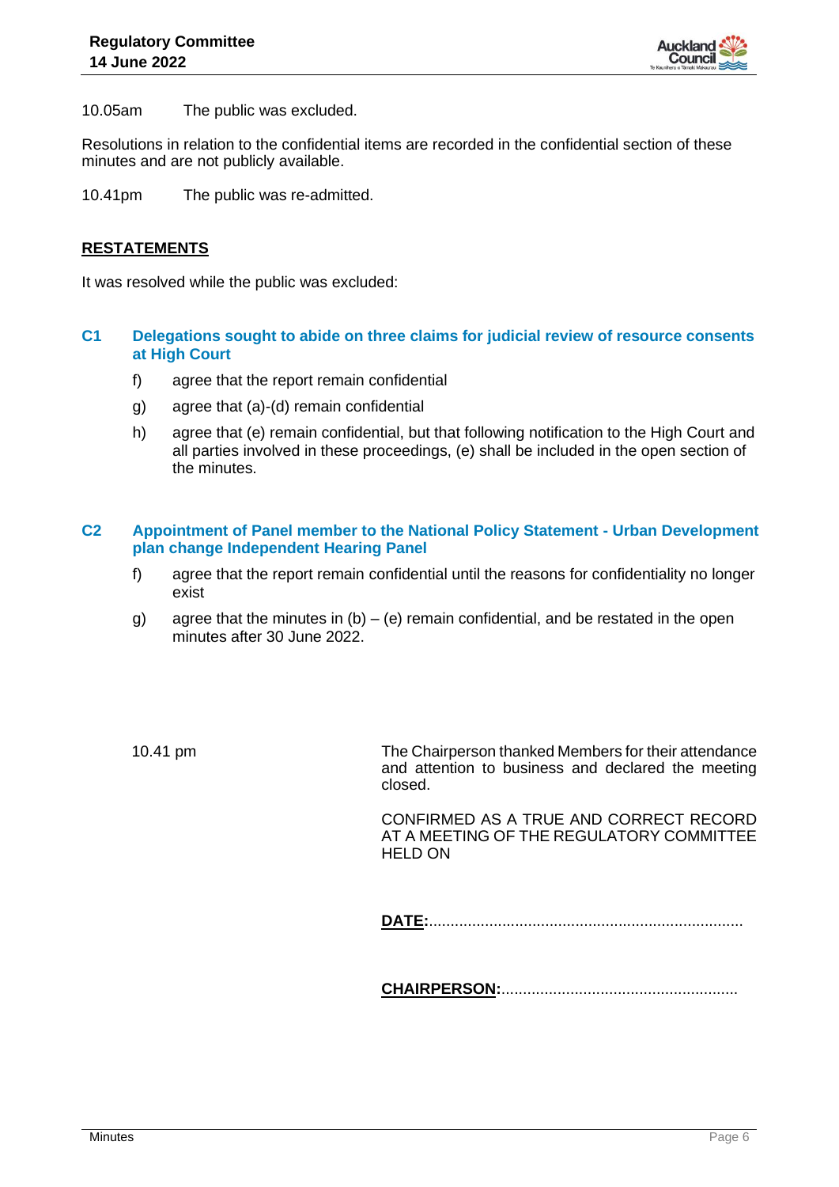10.05am The public was excluded.

Resolutions in relation to the confidential items are recorded in the confidential section of these minutes and are not publicly available.

10.41pm The public was re-admitted.

**RESTATEMENTS**

It was resolved while the public was excluded:

### C1 Delegations sought to abide on three claims for judicial review of resource consents at High Court

f) agree that the report remain confidential

g) agree that (a)-(d) remain confidential

h) agree that (e) remain confidential, but that following notification to the High Court and all parties involved in these proceedings, (e) shall be included in the open section of the minutes.

### C2 Appointment of Panel member to the National Policy Statement - Urban Development plan change Independent Hearing Panel

f) agree that the report remain confidential until the reasons for confidentiality no longer exist

g) agree that the minutes in (b) – (e) remain confidential, and be restated in the open minutes after 30 June 2022.

10.41 pm The Chairperson thanked Members for their attendance and attention to business and declared the meeting closed.

CONFIRMED AS A TRUE AND CORRECT RECORD AT A MEETING OF THE REGULATORY COMMITTEE HELD ON

**DATE:**.........................................................................

**CHAIRPERSON:**.......................................................